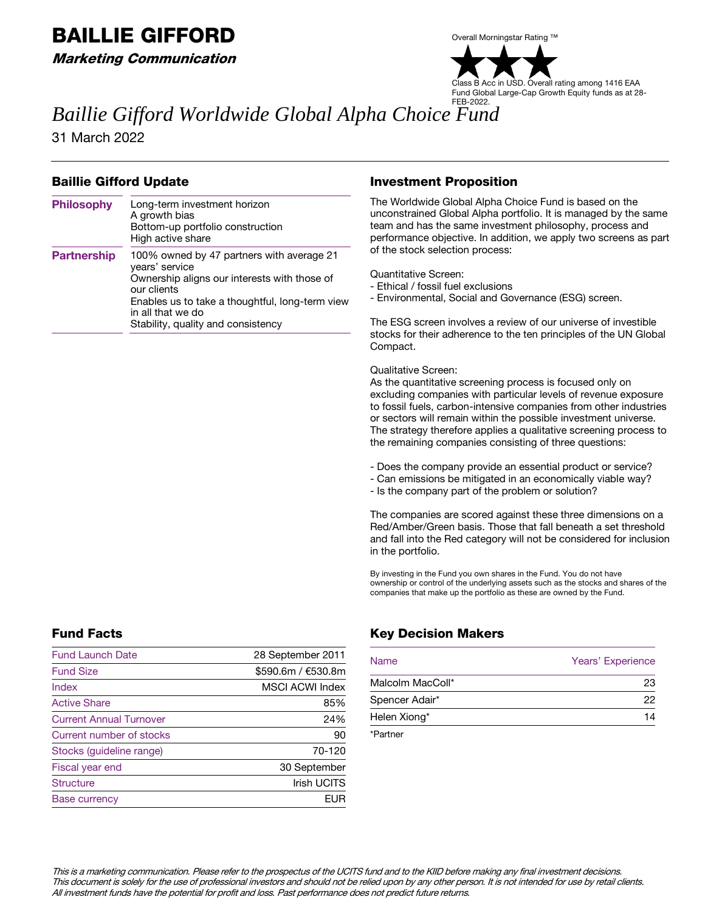# BAILLIE GIFFORD

***Marketing Communication***

Overall Morningstar Rating ™

★★★

Class B Acc in USD. Overall rating among 1416 EAA Fund Global Large-Cap Growth Equity funds as at 28-FEB-2022.

# *Baillie Gifford Worldwide Global Alpha Choice Fund*

31 March 2022

## Baillie Gifford Update

| | |
|---|---|
| **Philosophy** | Long-term investment horizon<br>A growth bias<br>Bottom-up portfolio construction<br>High active share |
| **Partnership** | 100% owned by 47 partners with average 21 years' service<br>Ownership aligns our interests with those of our clients<br>Enables us to take a thoughtful, long-term view in all that we do<br>Stability, quality and consistency |

## Investment Proposition

The Worldwide Global Alpha Choice Fund is based on the unconstrained Global Alpha portfolio. It is managed by the same team and has the same investment philosophy, process and performance objective. In addition, we apply two screens as part of the stock selection process:

Quantitative Screen:
- Ethical / fossil fuel exclusions
- Environmental, Social and Governance (ESG) screen.

The ESG screen involves a review of our universe of investible stocks for their adherence to the ten principles of the UN Global Compact.

Qualitative Screen:
As the quantitative screening process is focused only on excluding companies with particular levels of revenue exposure to fossil fuels, carbon-intensive companies from other industries or sectors will remain within the possible investment universe. The strategy therefore applies a qualitative screening process to the remaining companies consisting of three questions:

- Does the company provide an essential product or service?
- Can emissions be mitigated in an economically viable way?
- Is the company part of the problem or solution?

The companies are scored against these three dimensions on a Red/Amber/Green basis. Those that fall beneath a set threshold and fall into the Red category will not be considered for inclusion in the portfolio.

By investing in the Fund you own shares in the Fund. You do not have ownership or control of the underlying assets such as the stocks and shares of the companies that make up the portfolio as these are owned by the Fund.

## Fund Facts

| | |
|---|---|
| Fund Launch Date | 28 September 2011 |
| Fund Size | \$590.6m / €530.8m |
| Index | MSCI ACWI Index |
| Active Share | 85% |
| Current Annual Turnover | 24% |
| Current number of stocks | 90 |
| Stocks (guideline range) | 70-120 |
| Fiscal year end | 30 September |
| Structure | Irish UCITS |
| Base currency | EUR |

## Key Decision Makers

| Name | Years' Experience |
|---|---|
| Malcolm MacColl* | 23 |
| Spencer Adair* | 22 |
| Helen Xiong* | 14 |

*Partner

*This is a marketing communication. Please refer to the prospectus of the UCITS fund and to the KIID before making any final investment decisions. This document is solely for the use of professional investors and should not be relied upon by any other person. It is not intended for use by retail clients. All investment funds have the potential for profit and loss. Past performance does not predict future returns.*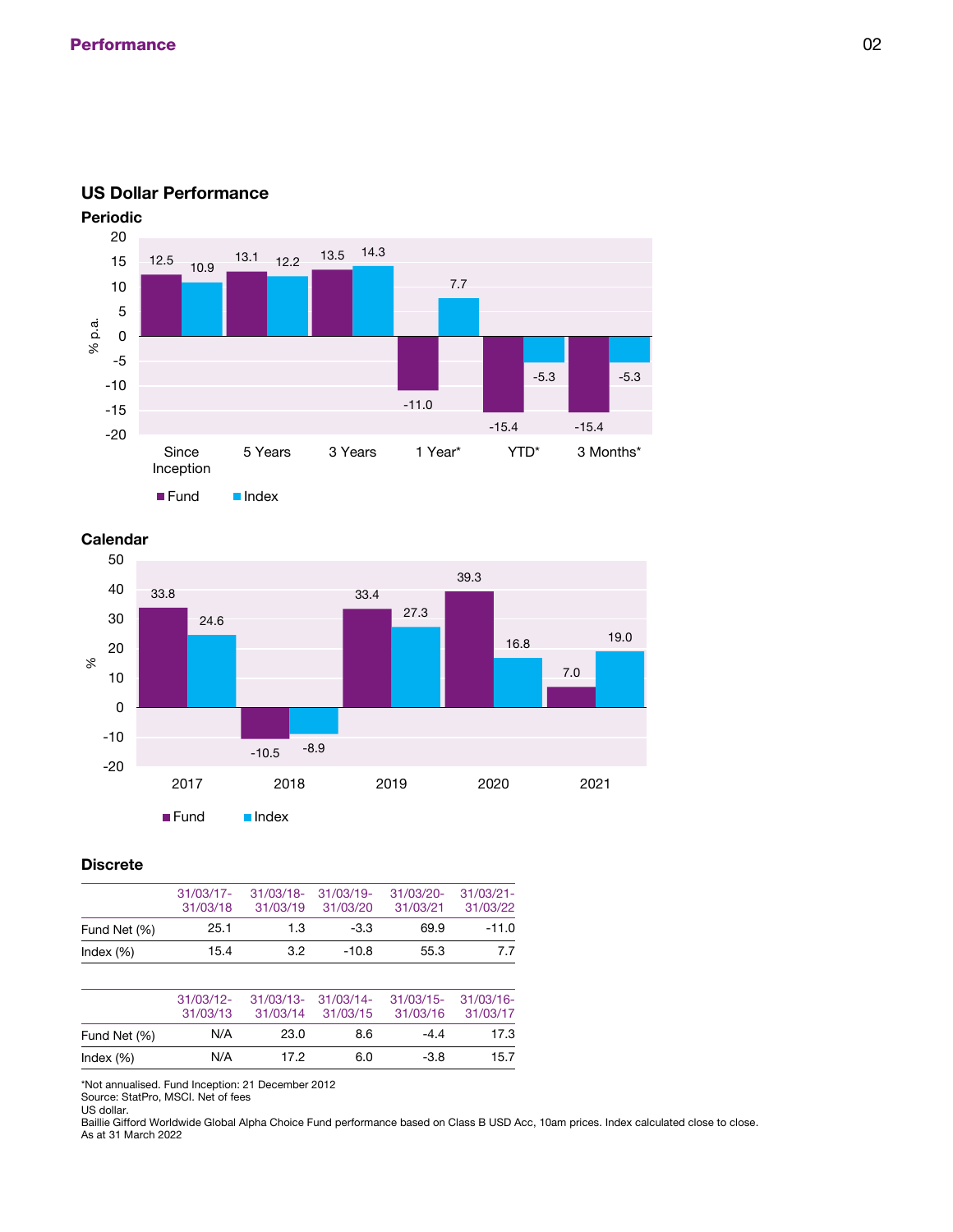## US Dollar Performance

### Periodic

| | Since Inception | 5 Years | 3 Years | 1 Year* | YTD* | 3 Months* |
|---|---|---|---|---|---|---|
| Fund | 12.5 | 13.1 | 13.5 | -11.0 | -15.4 | -15.4 |
| Index | 10.9 | 12.2 | 14.3 | 7.7 | -5.3 | -5.3 |

### Calendar

| | 2017 | 2018 | 2019 | 2020 | 2021 |
|---|---|---|---|---|---|
| Fund | 33.8 | -10.5 | 33.4 | 39.3 | 7.0 |
| Index | 24.6 | -8.9 | 27.3 | 16.8 | 19.0 |

### Discrete

| | 31/03/17-31/03/18 | 31/03/18-31/03/19 | 31/03/19-31/03/20 | 31/03/20-31/03/21 | 31/03/21-31/03/22 |
|---|---|---|---|---|---|
| Fund Net (%) | 25.1 | 1.3 | -3.3 | 69.9 | -11.0 |
| Index (%) | 15.4 | 3.2 | -10.8 | 55.3 | 7.7 |

| | 31/03/12-31/03/13 | 31/03/13-31/03/14 | 31/03/14-31/03/15 | 31/03/15-31/03/16 | 31/03/16-31/03/17 |
|---|---|---|---|---|---|
| Fund Net (%) | N/A | 23.0 | 8.6 | -4.4 | 17.3 |
| Index (%) | N/A | 17.2 | 6.0 | -3.8 | 15.7 |

*Not annualised. Fund Inception: 21 December 2012
Source: StatPro, MSCI. Net of fees
US dollar.
Baillie Gifford Worldwide Global Alpha Choice Fund performance based on Class B USD Acc, 10am prices. Index calculated close to close.
As at 31 March 2022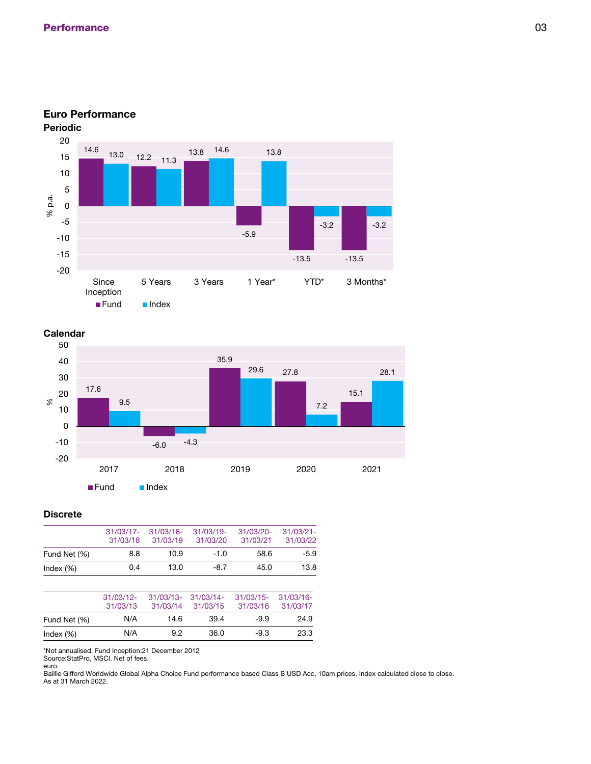## Euro Performance

### Periodic

| | Since Inception | 5 Years | 3 Years | 1 Year* | YTD* | 3 Months* |
|---|---|---|---|---|---|---|
| Fund | 14.6 | 12.2 | 13.8 | -5.9 | -13.5 | -13.5 |
| Index | 13.0 | 11.3 | 14.6 | 13.8 | -3.2 | -3.2 |

### Calendar

| | 2017 | 2018 | 2019 | 2020 | 2021 |
|---|---|---|---|---|---|
| Fund | 17.6 | -6.0 | 35.9 | 27.8 | 15.1 |
| Index | 9.5 | -4.3 | 29.6 | 7.2 | 28.1 |

### Discrete

| | 31/03/17-31/03/18 | 31/03/18-31/03/19 | 31/03/19-31/03/20 | 31/03/20-31/03/21 | 31/03/21-31/03/22 |
|---|---|---|---|---|---|
| Fund Net (%) | 8.8 | 10.9 | -1.0 | 58.6 | -5.9 |
| Index (%) | 0.4 | 13.0 | -8.7 | 45.0 | 13.8 |

| | 31/03/12-31/03/13 | 31/03/13-31/03/14 | 31/03/14-31/03/15 | 31/03/15-31/03/16 | 31/03/16-31/03/17 |
|---|---|---|---|---|---|
| Fund Net (%) | N/A | 14.6 | 39.4 | -9.9 | 24.9 |
| Index (%) | N/A | 9.2 | 36.0 | -9.3 | 23.3 |

*Not annualised. Fund Inception:21 December 2012
Source:StatPro, MSCI. Net of fees.
euro.
Baillie Gifford Worldwide Global Alpha Choice Fund performance based Class B USD Acc, 10am prices. Index calculated close to close.
As at 31 March 2022.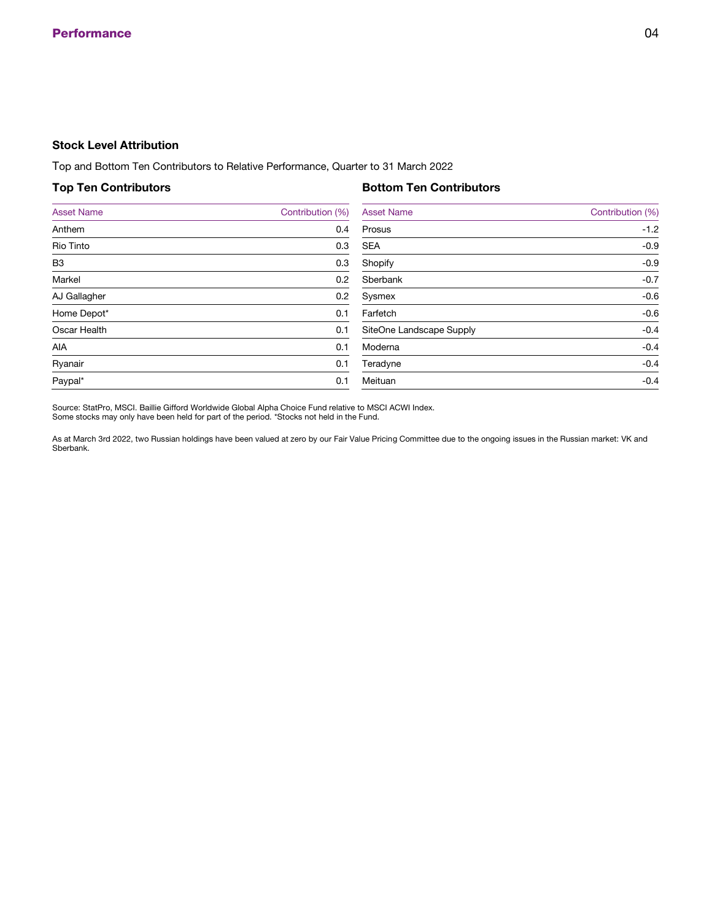## Performance

### Stock Level Attribution

Top and Bottom Ten Contributors to Relative Performance, Quarter to 31 March 2022

#### Top Ten Contributors

| Asset Name | Contribution (%) |
|---|---|
| Anthem | 0.4 |
| Rio Tinto | 0.3 |
| B3 | 0.3 |
| Markel | 0.2 |
| AJ Gallagher | 0.2 |
| Home Depot* | 0.1 |
| Oscar Health | 0.1 |
| AIA | 0.1 |
| Ryanair | 0.1 |
| Paypal* | 0.1 |

#### Bottom Ten Contributors

| Asset Name | Contribution (%) |
|---|---|
| Prosus | -1.2 |
| SEA | -0.9 |
| Shopify | -0.9 |
| Sberbank | -0.7 |
| Sysmex | -0.6 |
| Farfetch | -0.6 |
| SiteOne Landscape Supply | -0.4 |
| Moderna | -0.4 |
| Teradyne | -0.4 |
| Meituan | -0.4 |

Source: StatPro, MSCI. Baillie Gifford Worldwide Global Alpha Choice Fund relative to MSCI ACWI Index.
Some stocks may only have been held for part of the period. *Stocks not held in the Fund.

As at March 3rd 2022, two Russian holdings have been valued at zero by our Fair Value Pricing Committee due to the ongoing issues in the Russian market: VK and Sberbank.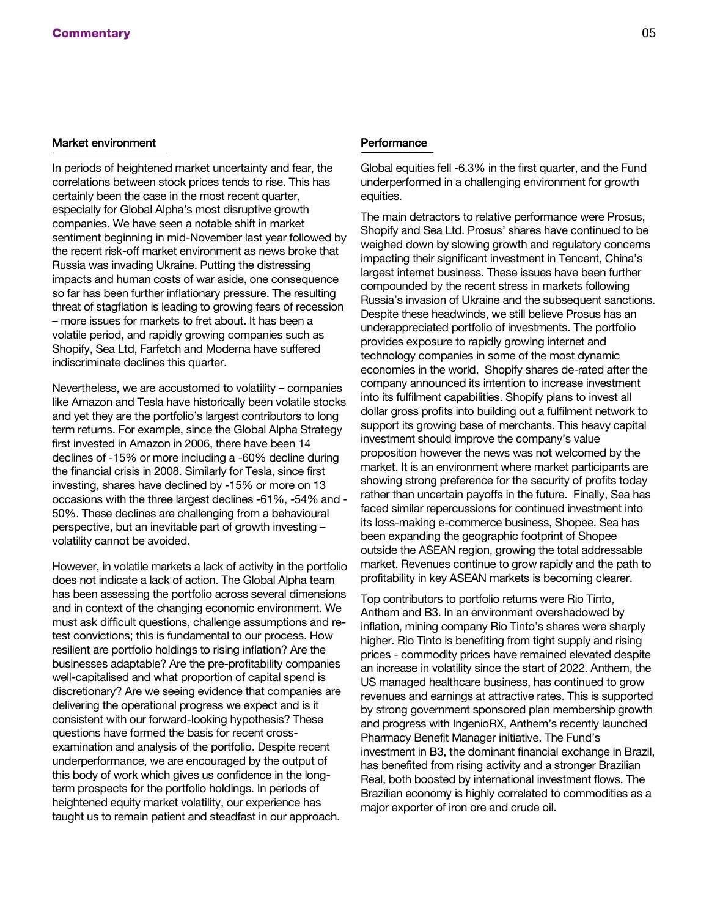# Commentary

## Market environment

In periods of heightened market uncertainty and fear, the correlations between stock prices tends to rise. This has certainly been the case in the most recent quarter, especially for Global Alpha's most disruptive growth companies. We have seen a notable shift in market sentiment beginning in mid-November last year followed by the recent risk-off market environment as news broke that Russia was invading Ukraine. Putting the distressing impacts and human costs of war aside, one consequence so far has been further inflationary pressure. The resulting threat of stagflation is leading to growing fears of recession – more issues for markets to fret about. It has been a volatile period, and rapidly growing companies such as Shopify, Sea Ltd, Farfetch and Moderna have suffered indiscriminate declines this quarter.

Nevertheless, we are accustomed to volatility – companies like Amazon and Tesla have historically been volatile stocks and yet they are the portfolio's largest contributors to long term returns. For example, since the Global Alpha Strategy first invested in Amazon in 2006, there have been 14 declines of -15% or more including a -60% decline during the financial crisis in 2008. Similarly for Tesla, since first investing, shares have declined by -15% or more on 13 occasions with the three largest declines -61%, -54% and -50%. These declines are challenging from a behavioural perspective, but an inevitable part of growth investing – volatility cannot be avoided.

However, in volatile markets a lack of activity in the portfolio does not indicate a lack of action. The Global Alpha team has been assessing the portfolio across several dimensions and in context of the changing economic environment. We must ask difficult questions, challenge assumptions and re-test convictions; this is fundamental to our process. How resilient are portfolio holdings to rising inflation? Are the businesses adaptable? Are the pre-profitability companies well-capitalised and what proportion of capital spend is discretionary? Are we seeing evidence that companies are delivering the operational progress we expect and is it consistent with our forward-looking hypothesis? These questions have formed the basis for recent cross-examination and analysis of the portfolio. Despite recent underperformance, we are encouraged by the output of this body of work which gives us confidence in the long-term prospects for the portfolio holdings. In periods of heightened equity market volatility, our experience has taught us to remain patient and steadfast in our approach.

## Performance

Global equities fell -6.3% in the first quarter, and the Fund underperformed in a challenging environment for growth equities.

The main detractors to relative performance were Prosus, Shopify and Sea Ltd. Prosus' shares have continued to be weighed down by slowing growth and regulatory concerns impacting their significant investment in Tencent, China's largest internet business. These issues have been further compounded by the recent stress in markets following Russia's invasion of Ukraine and the subsequent sanctions. Despite these headwinds, we still believe Prosus has an underappreciated portfolio of investments. The portfolio provides exposure to rapidly growing internet and technology companies in some of the most dynamic economies in the world. Shopify shares de-rated after the company announced its intention to increase investment into its fulfilment capabilities. Shopify plans to invest all dollar gross profits into building out a fulfilment network to support its growing base of merchants. This heavy capital investment should improve the company's value proposition however the news was not welcomed by the market. It is an environment where market participants are showing strong preference for the security of profits today rather than uncertain payoffs in the future. Finally, Sea has faced similar repercussions for continued investment into its loss-making e-commerce business, Shopee. Sea has been expanding the geographic footprint of Shopee outside the ASEAN region, growing the total addressable market. Revenues continue to grow rapidly and the path to profitability in key ASEAN markets is becoming clearer.

Top contributors to portfolio returns were Rio Tinto, Anthem and B3. In an environment overshadowed by inflation, mining company Rio Tinto's shares were sharply higher. Rio Tinto is benefiting from tight supply and rising prices - commodity prices have remained elevated despite an increase in volatility since the start of 2022. Anthem, the US managed healthcare business, has continued to grow revenues and earnings at attractive rates. This is supported by strong government sponsored plan membership growth and progress with IngenioRX, Anthem's recently launched Pharmacy Benefit Manager initiative. The Fund's investment in B3, the dominant financial exchange in Brazil, has benefited from rising activity and a stronger Brazilian Real, both boosted by international investment flows. The Brazilian economy is highly correlated to commodities as a major exporter of iron ore and crude oil.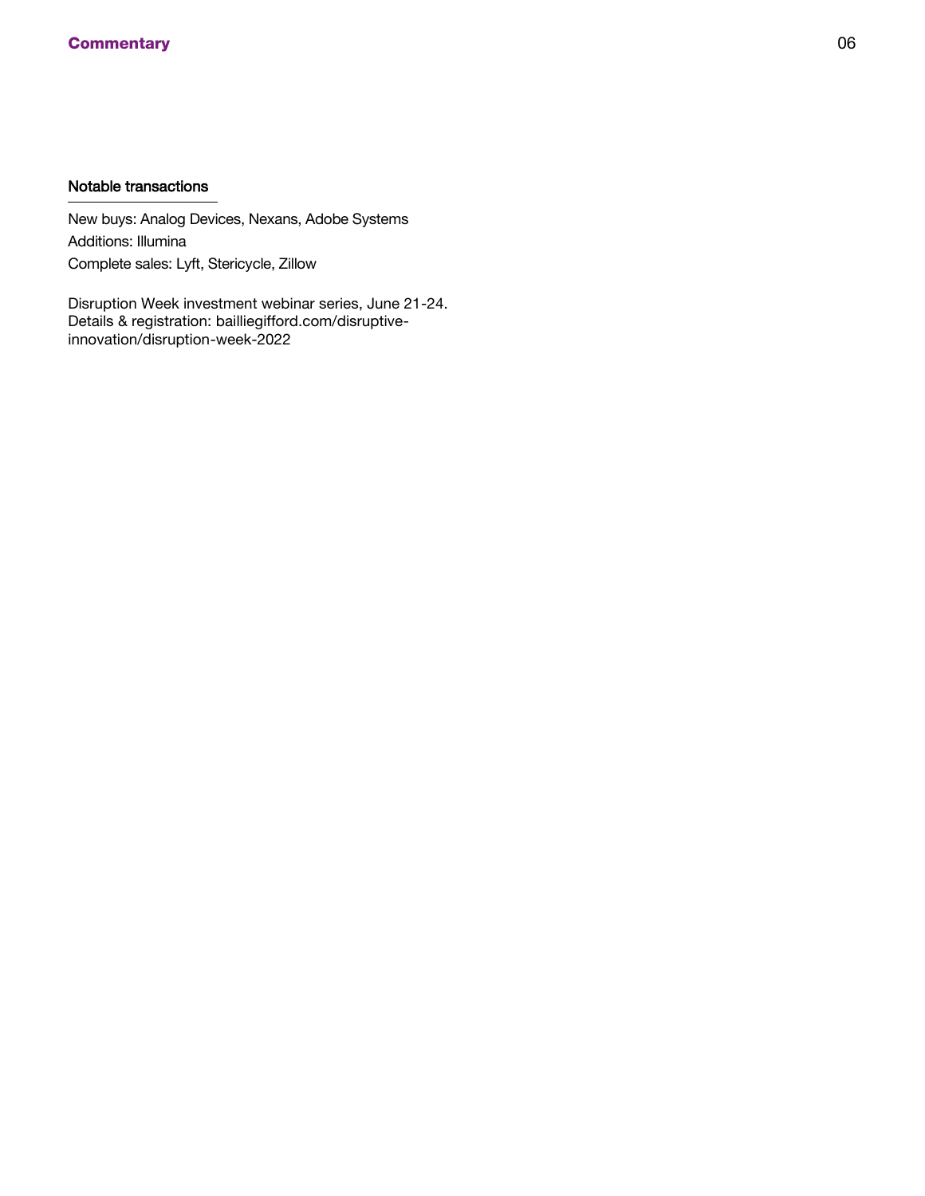### Notable transactions

New buys: Analog Devices, Nexans, Adobe Systems

Additions: Illumina

Complete sales: Lyft, Stericycle, Zillow

Disruption Week investment webinar series, June 21-24.
Details & registration: bailliegifford.com/disruptive-innovation/disruption-week-2022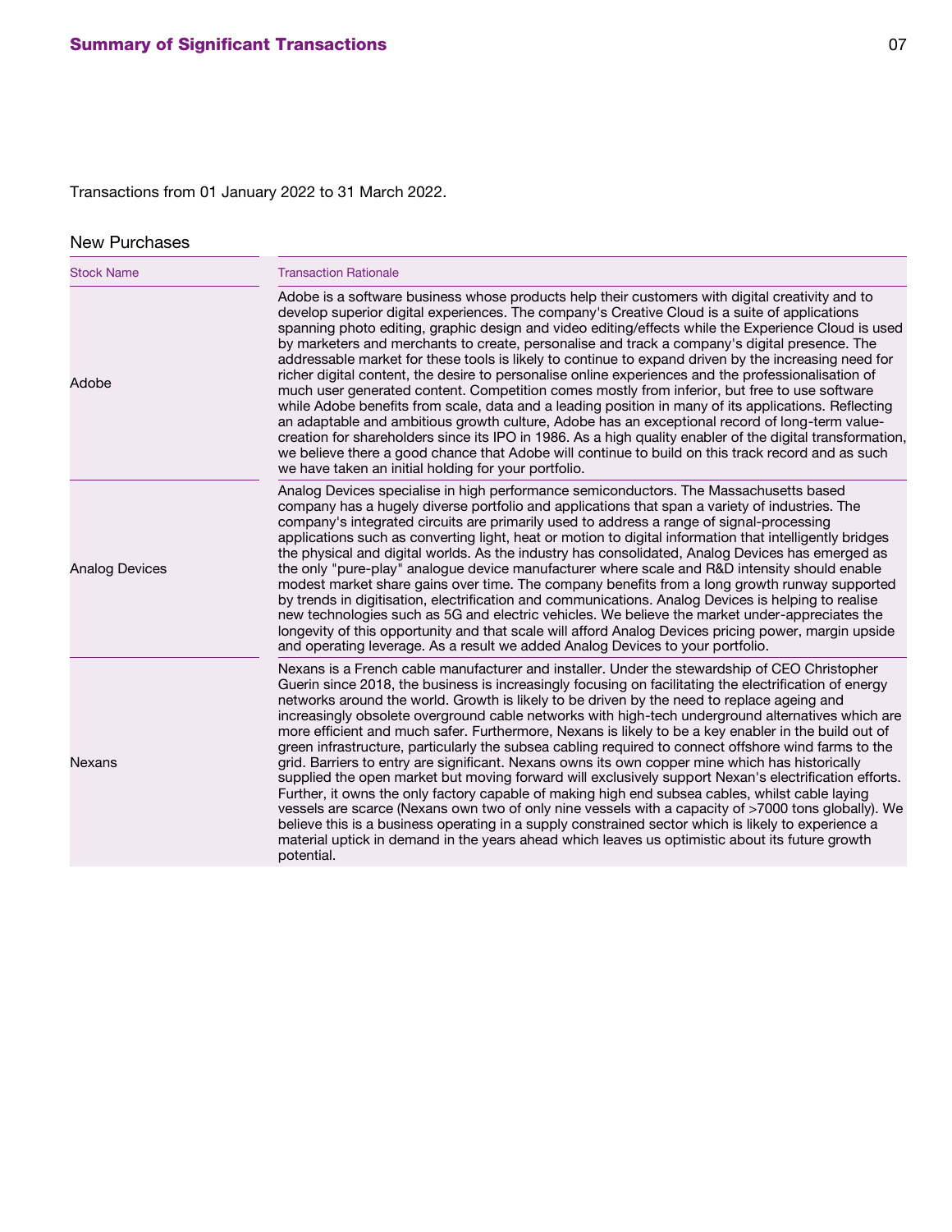## Summary of Significant Transactions

Transactions from 01 January 2022 to 31 March 2022.

### New Purchases

| Stock Name | Transaction Rationale |
|---|---|
| Adobe | Adobe is a software business whose products help their customers with digital creativity and to develop superior digital experiences. The company's Creative Cloud is a suite of applications spanning photo editing, graphic design and video editing/effects while the Experience Cloud is used by marketers and merchants to create, personalise and track a company's digital presence. The addressable market for these tools is likely to continue to expand driven by the increasing need for richer digital content, the desire to personalise online experiences and the professionalisation of much user generated content. Competition comes mostly from inferior, but free to use software while Adobe benefits from scale, data and a leading position in many of its applications. Reflecting an adaptable and ambitious growth culture, Adobe has an exceptional record of long-term value-creation for shareholders since its IPO in 1986. As a high quality enabler of the digital transformation, we believe there a good chance that Adobe will continue to build on this track record and as such we have taken an initial holding for your portfolio. |
| Analog Devices | Analog Devices specialise in high performance semiconductors. The Massachusetts based company has a hugely diverse portfolio and applications that span a variety of industries. The company's integrated circuits are primarily used to address a range of signal-processing applications such as converting light, heat or motion to digital information that intelligently bridges the physical and digital worlds. As the industry has consolidated, Analog Devices has emerged as the only "pure-play" analogue device manufacturer where scale and R&D intensity should enable modest market share gains over time. The company benefits from a long growth runway supported by trends in digitisation, electrification and communications. Analog Devices is helping to realise new technologies such as 5G and electric vehicles. We believe the market under-appreciates the longevity of this opportunity and that scale will afford Analog Devices pricing power, margin upside and operating leverage. As a result we added Analog Devices to your portfolio. |
| Nexans | Nexans is a French cable manufacturer and installer. Under the stewardship of CEO Christopher Guerin since 2018, the business is increasingly focusing on facilitating the electrification of energy networks around the world. Growth is likely to be driven by the need to replace ageing and increasingly obsolete overground cable networks with high-tech underground alternatives which are more efficient and much safer. Furthermore, Nexans is likely to be a key enabler in the build out of green infrastructure, particularly the subsea cabling required to connect offshore wind farms to the grid. Barriers to entry are significant. Nexans owns its own copper mine which has historically supplied the open market but moving forward will exclusively support Nexan's electrification efforts. Further, it owns the only factory capable of making high end subsea cables, whilst cable laying vessels are scarce (Nexans own two of only nine vessels with a capacity of >7000 tons globally). We believe this is a business operating in a supply constrained sector which is likely to experience a material uptick in demand in the years ahead which leaves us optimistic about its future growth potential. |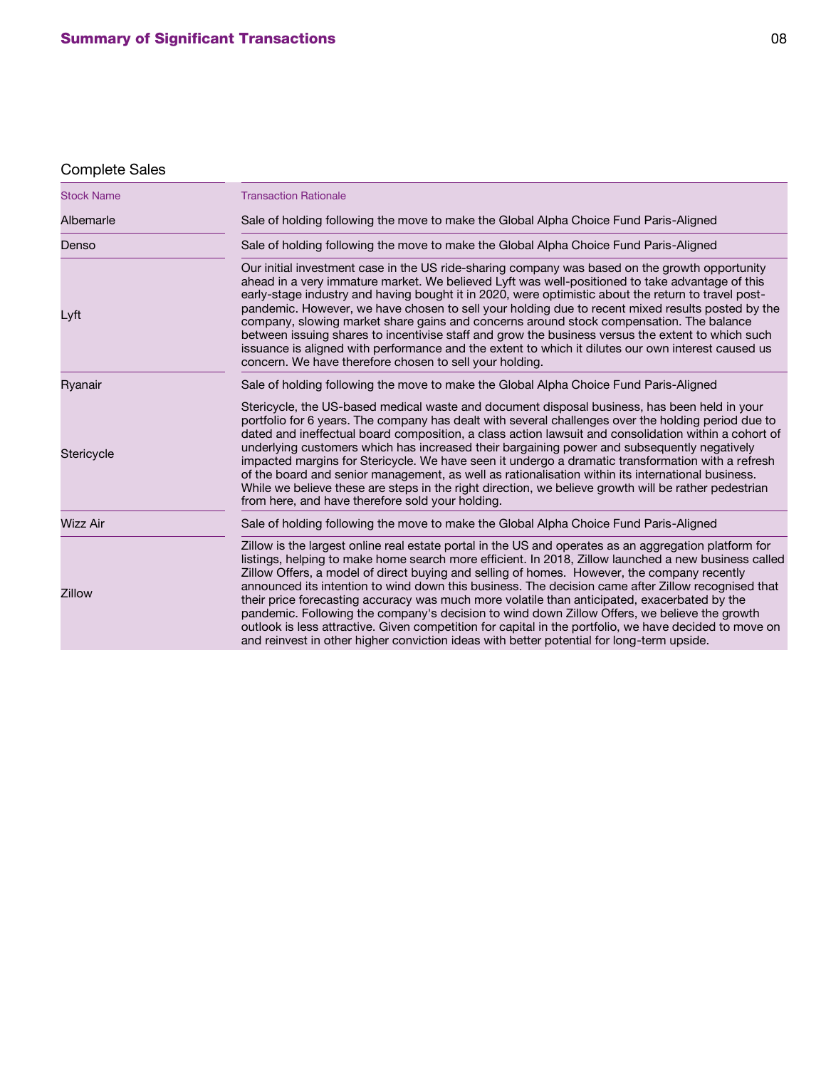## Summary of Significant Transactions

### Complete Sales

| Stock Name | Transaction Rationale |
| --- | --- |
| Albemarle | Sale of holding following the move to make the Global Alpha Choice Fund Paris-Aligned |
| Denso | Sale of holding following the move to make the Global Alpha Choice Fund Paris-Aligned |
| Lyft | Our initial investment case in the US ride-sharing company was based on the growth opportunity ahead in a very immature market. We believed Lyft was well-positioned to take advantage of this early-stage industry and having bought it in 2020, were optimistic about the return to travel post-pandemic. However, we have chosen to sell your holding due to recent mixed results posted by the company, slowing market share gains and concerns around stock compensation. The balance between issuing shares to incentivise staff and grow the business versus the extent to which such issuance is aligned with performance and the extent to which it dilutes our own interest caused us concern. We have therefore chosen to sell your holding. |
| Ryanair | Sale of holding following the move to make the Global Alpha Choice Fund Paris-Aligned |
| Stericycle | Stericycle, the US-based medical waste and document disposal business, has been held in your portfolio for 6 years. The company has dealt with several challenges over the holding period due to dated and ineffectual board composition, a class action lawsuit and consolidation within a cohort of underlying customers which has increased their bargaining power and subsequently negatively impacted margins for Stericycle. We have seen it undergo a dramatic transformation with a refresh of the board and senior management, as well as rationalisation within its international business. While we believe these are steps in the right direction, we believe growth will be rather pedestrian from here, and have therefore sold your holding. |
| Wizz Air | Sale of holding following the move to make the Global Alpha Choice Fund Paris-Aligned |
| Zillow | Zillow is the largest online real estate portal in the US and operates as an aggregation platform for listings, helping to make home search more efficient. In 2018, Zillow launched a new business called Zillow Offers, a model of direct buying and selling of homes. However, the company recently announced its intention to wind down this business. The decision came after Zillow recognised that their price forecasting accuracy was much more volatile than anticipated, exacerbated by the pandemic. Following the company's decision to wind down Zillow Offers, we believe the growth outlook is less attractive. Given competition for capital in the portfolio, we have decided to move on and reinvest in other higher conviction ideas with better potential for long-term upside. |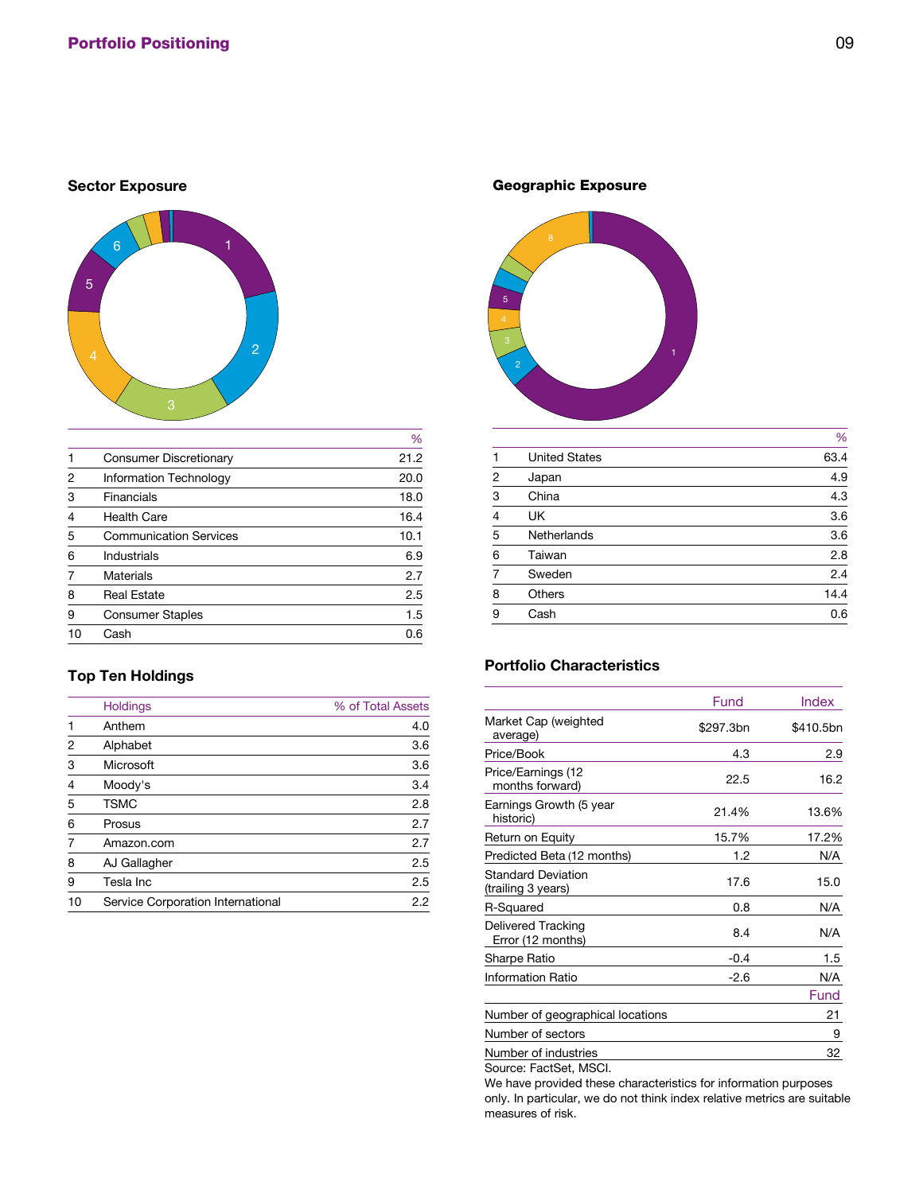# Portfolio Positioning

## Sector Exposure

| | | % |
|---|---|---|
| 1 | Consumer Discretionary | 21.2 |
| 2 | Information Technology | 20.0 |
| 3 | Financials | 18.0 |
| 4 | Health Care | 16.4 |
| 5 | Communication Services | 10.1 |
| 6 | Industrials | 6.9 |
| 7 | Materials | 2.7 |
| 8 | Real Estate | 2.5 |
| 9 | Consumer Staples | 1.5 |
| 10 | Cash | 0.6 |

## Geographic Exposure

| | | % |
|---|---|---|
| 1 | United States | 63.4 |
| 2 | Japan | 4.9 |
| 3 | China | 4.3 |
| 4 | UK | 3.6 |
| 5 | Netherlands | 3.6 |
| 6 | Taiwan | 2.8 |
| 7 | Sweden | 2.4 |
| 8 | Others | 14.4 |
| 9 | Cash | 0.6 |

## Top Ten Holdings

| | Holdings | % of Total Assets |
|---|---|---|
| 1 | Anthem | 4.0 |
| 2 | Alphabet | 3.6 |
| 3 | Microsoft | 3.6 |
| 4 | Moody's | 3.4 |
| 5 | TSMC | 2.8 |
| 6 | Prosus | 2.7 |
| 7 | Amazon.com | 2.7 |
| 8 | AJ Gallagher | 2.5 |
| 9 | Tesla Inc | 2.5 |
| 10 | Service Corporation International | 2.2 |

## Portfolio Characteristics

| | Fund | Index |
|---|---|---|
| Market Cap (weighted average) | $297.3bn | $410.5bn |
| Price/Book | 4.3 | 2.9 |
| Price/Earnings (12 months forward) | 22.5 | 16.2 |
| Earnings Growth (5 year historic) | 21.4% | 13.6% |
| Return on Equity | 15.7% | 17.2% |
| Predicted Beta (12 months) | 1.2 | N/A |
| Standard Deviation (trailing 3 years) | 17.6 | 15.0 |
| R-Squared | 0.8 | N/A |
| Delivered Tracking Error (12 months) | 8.4 | N/A |
| Sharpe Ratio | -0.4 | 1.5 |
| Information Ratio | -2.6 | N/A |

| | Fund |
|---|---|
| Number of geographical locations | 21 |
| Number of sectors | 9 |
| Number of industries | 32 |

Source: FactSet, MSCI.

We have provided these characteristics for information purposes only. In particular, we do not think index relative metrics are suitable measures of risk.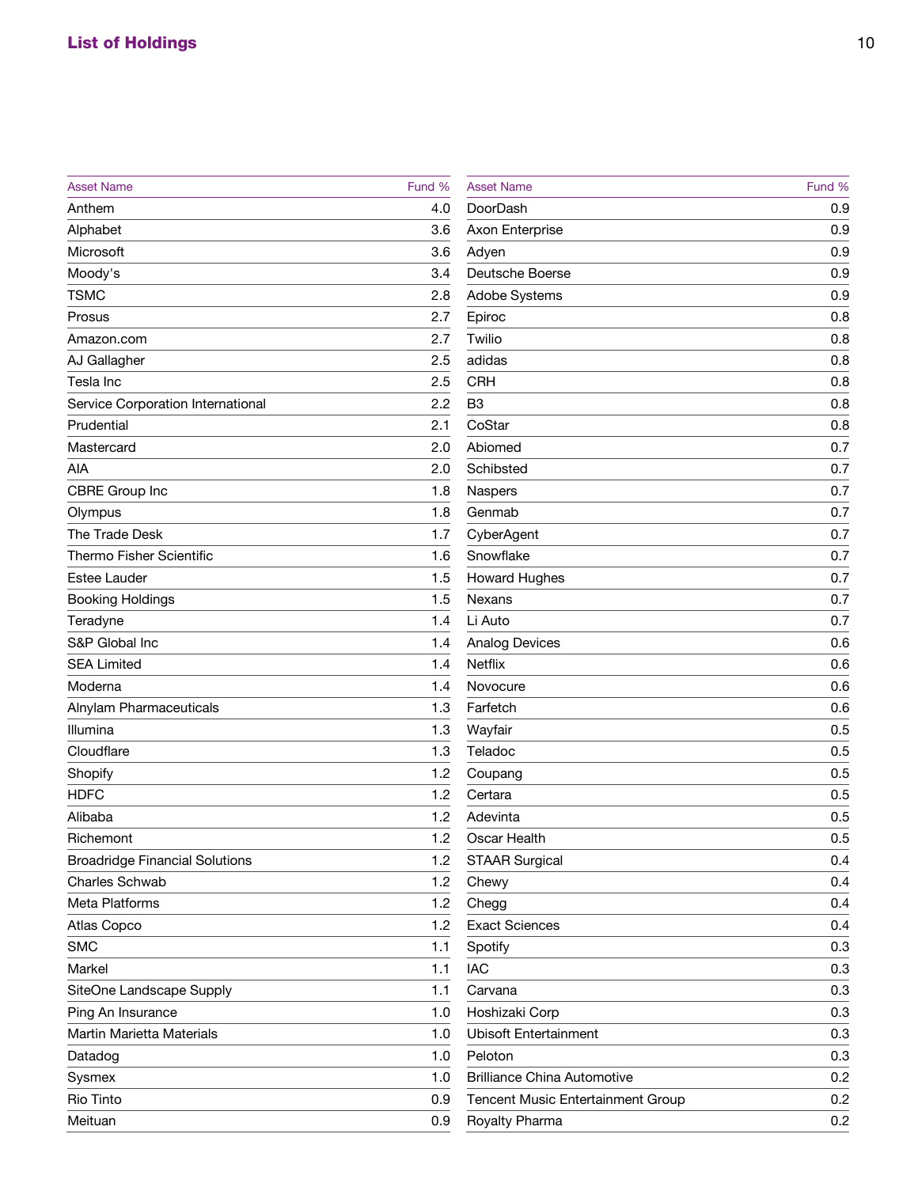## List of Holdings

| Asset Name | Fund % |
|---|---|
| Anthem | 4.0 |
| Alphabet | 3.6 |
| Microsoft | 3.6 |
| Moody's | 3.4 |
| TSMC | 2.8 |
| Prosus | 2.7 |
| Amazon.com | 2.7 |
| AJ Gallagher | 2.5 |
| Tesla Inc | 2.5 |
| Service Corporation International | 2.2 |
| Prudential | 2.1 |
| Mastercard | 2.0 |
| AIA | 2.0 |
| CBRE Group Inc | 1.8 |
| Olympus | 1.8 |
| The Trade Desk | 1.7 |
| Thermo Fisher Scientific | 1.6 |
| Estee Lauder | 1.5 |
| Booking Holdings | 1.5 |
| Teradyne | 1.4 |
| S&P Global Inc | 1.4 |
| SEA Limited | 1.4 |
| Moderna | 1.4 |
| Alnylam Pharmaceuticals | 1.3 |
| Illumina | 1.3 |
| Cloudflare | 1.3 |
| Shopify | 1.2 |
| HDFC | 1.2 |
| Alibaba | 1.2 |
| Richemont | 1.2 |
| Broadridge Financial Solutions | 1.2 |
| Charles Schwab | 1.2 |
| Meta Platforms | 1.2 |
| Atlas Copco | 1.2 |
| SMC | 1.1 |
| Markel | 1.1 |
| SiteOne Landscape Supply | 1.1 |
| Ping An Insurance | 1.0 |
| Martin Marietta Materials | 1.0 |
| Datadog | 1.0 |
| Sysmex | 1.0 |
| Rio Tinto | 0.9 |
| Meituan | 0.9 |
| DoorDash | 0.9 |
| Axon Enterprise | 0.9 |
| Adyen | 0.9 |
| Deutsche Boerse | 0.9 |
| Adobe Systems | 0.9 |
| Epiroc | 0.8 |
| Twilio | 0.8 |
| adidas | 0.8 |
| CRH | 0.8 |
| B3 | 0.8 |
| CoStar | 0.8 |
| Abiomed | 0.7 |
| Schibsted | 0.7 |
| Naspers | 0.7 |
| Genmab | 0.7 |
| CyberAgent | 0.7 |
| Snowflake | 0.7 |
| Howard Hughes | 0.7 |
| Nexans | 0.7 |
| Li Auto | 0.7 |
| Analog Devices | 0.6 |
| Netflix | 0.6 |
| Novocure | 0.6 |
| Farfetch | 0.6 |
| Wayfair | 0.5 |
| Teladoc | 0.5 |
| Coupang | 0.5 |
| Certara | 0.5 |
| Adevinta | 0.5 |
| Oscar Health | 0.5 |
| STAAR Surgical | 0.4 |
| Chewy | 0.4 |
| Chegg | 0.4 |
| Exact Sciences | 0.4 |
| Spotify | 0.3 |
| IAC | 0.3 |
| Carvana | 0.3 |
| Hoshizaki Corp | 0.3 |
| Ubisoft Entertainment | 0.3 |
| Peloton | 0.3 |
| Brilliance China Automotive | 0.2 |
| Tencent Music Entertainment Group | 0.2 |
| Royalty Pharma | 0.2 |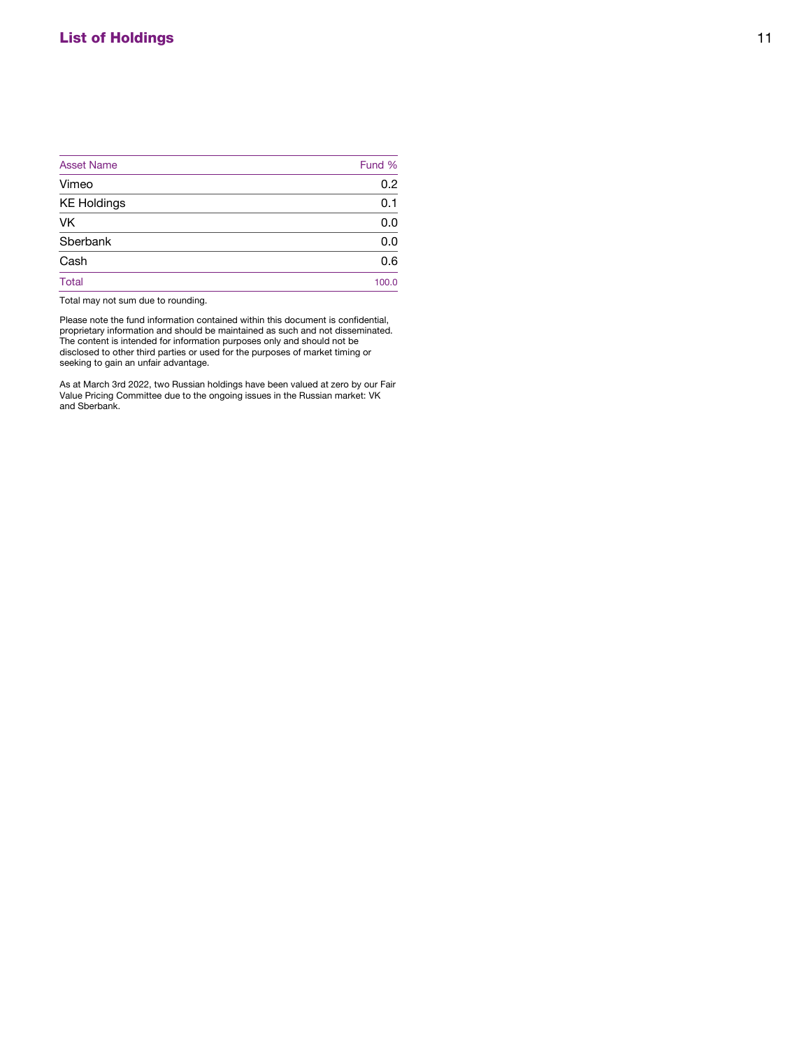## List of Holdings

| Asset Name | Fund % |
|---|---|
| Vimeo | 0.2 |
| KE Holdings | 0.1 |
| VK | 0.0 |
| Sberbank | 0.0 |
| Cash | 0.6 |
| Total | 100.0 |

Total may not sum due to rounding.

Please note the fund information contained within this document is confidential, proprietary information and should be maintained as such and not disseminated. The content is intended for information purposes only and should not be disclosed to other third parties or used for the purposes of market timing or seeking to gain an unfair advantage.

As at March 3rd 2022, two Russian holdings have been valued at zero by our Fair Value Pricing Committee due to the ongoing issues in the Russian market: VK and Sberbank.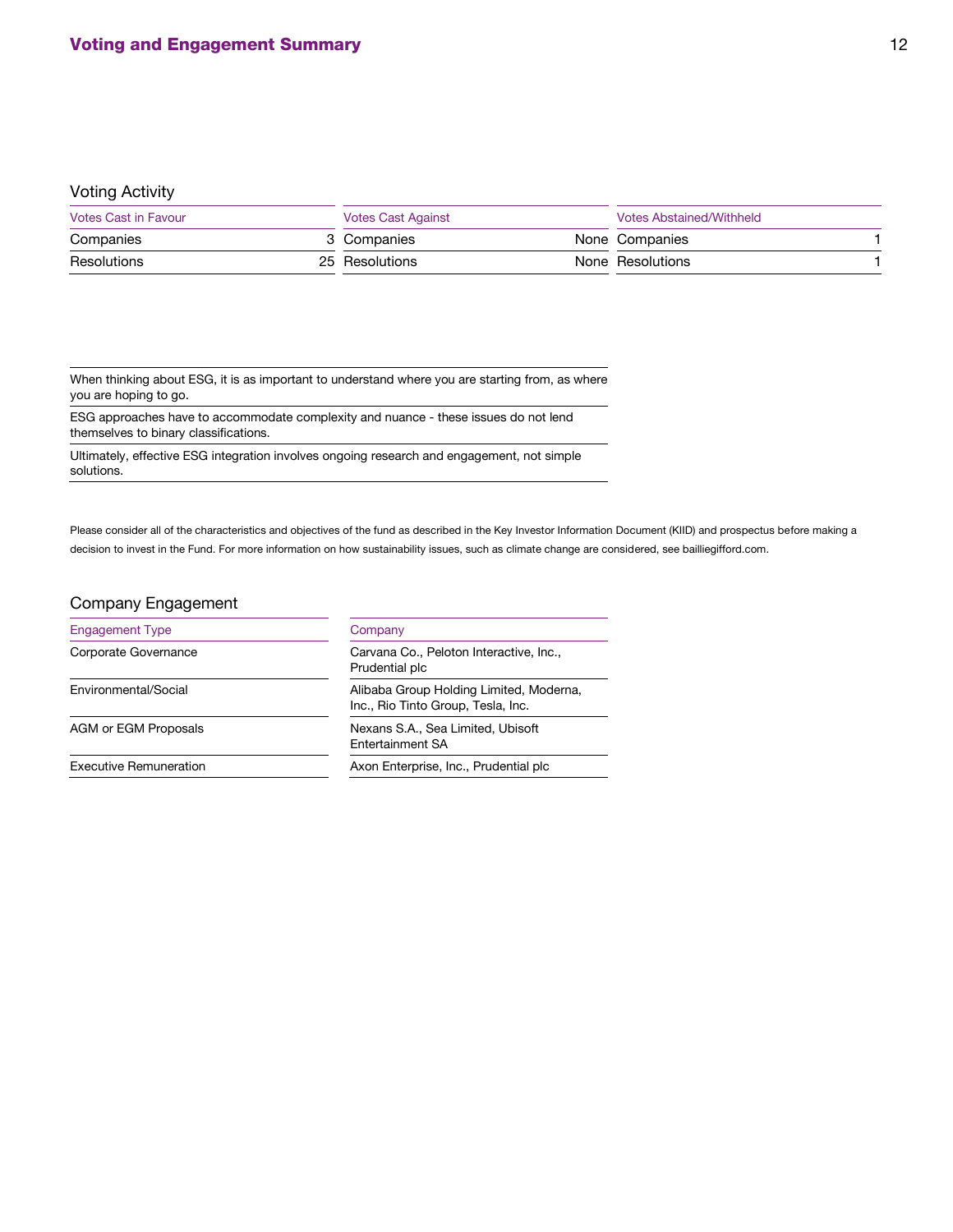## Voting and Engagement Summary

### Voting Activity

| Votes Cast in Favour | | Votes Cast Against | | Votes Abstained/Withheld | |
|---|---|---|---|---|---|
| Companies | 3 | Companies | None | Companies | 1 |
| Resolutions | 25 | Resolutions | None | Resolutions | 1 |

When thinking about ESG, it is as important to understand where you are starting from, as where you are hoping to go.

ESG approaches have to accommodate complexity and nuance - these issues do not lend themselves to binary classifications.

Ultimately, effective ESG integration involves ongoing research and engagement, not simple solutions.

Please consider all of the characteristics and objectives of the fund as described in the Key Investor Information Document (KIID) and prospectus before making a decision to invest in the Fund. For more information on how sustainability issues, such as climate change are considered, see bailliegifford.com.

### Company Engagement

| Engagement Type | Company |
|---|---|
| Corporate Governance | Carvana Co., Peloton Interactive, Inc., Prudential plc |
| Environmental/Social | Alibaba Group Holding Limited, Moderna, Inc., Rio Tinto Group, Tesla, Inc. |
| AGM or EGM Proposals | Nexans S.A., Sea Limited, Ubisoft Entertainment SA |
| Executive Remuneration | Axon Enterprise, Inc., Prudential plc |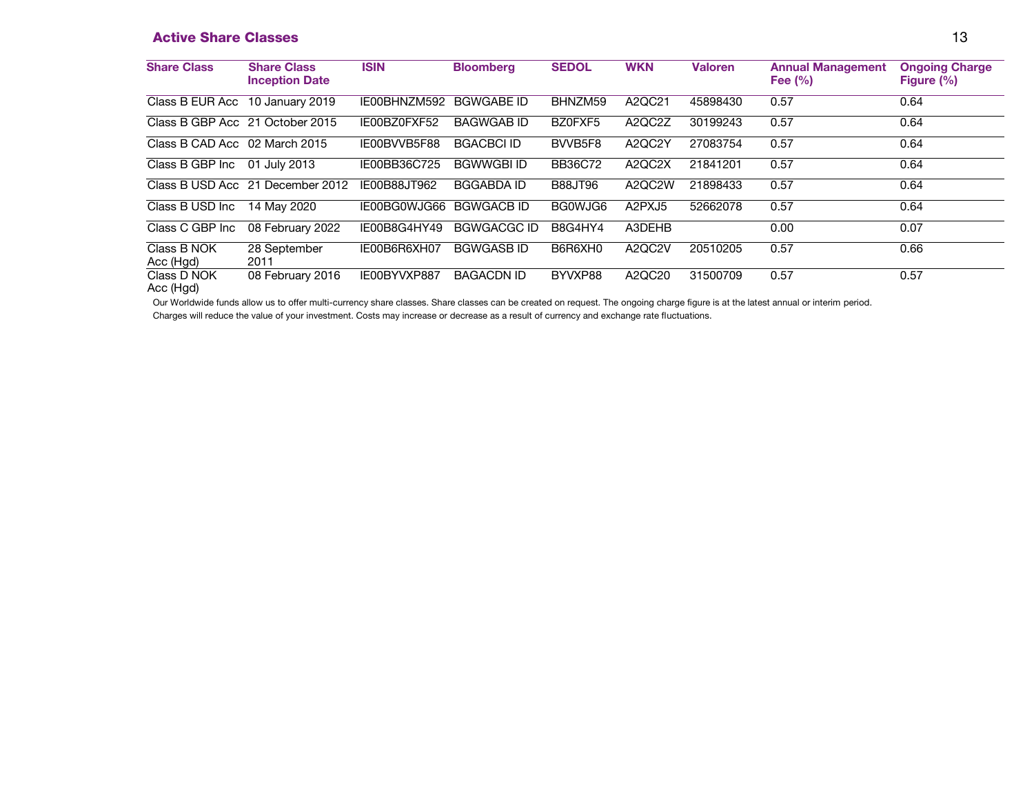## Active Share Classes

| Share Class | Share Class Inception Date | ISIN | Bloomberg | SEDOL | WKN | Valoren | Annual Management Fee (%) | Ongoing Charge Figure (%) |
|---|---|---|---|---|---|---|---|---|
| Class B EUR Acc | 10 January 2019 | IE00BHNZM592 | BGWGABE ID | BHNZM59 | A2QC21 | 45898430 | 0.57 | 0.64 |
| Class B GBP Acc | 21 October 2015 | IE00BZ0FXF52 | BAGWGAB ID | BZ0FXF5 | A2QC2Z | 30199243 | 0.57 | 0.64 |
| Class B CAD Acc | 02 March 2015 | IE00BVVB5F88 | BGACBCI ID | BVVB5F8 | A2QC2Y | 27083754 | 0.57 | 0.64 |
| Class B GBP Inc | 01 July 2013 | IE00BB36C725 | BGWWGBI ID | BB36C72 | A2QC2X | 21841201 | 0.57 | 0.64 |
| Class B USD Acc | 21 December 2012 | IE00B88JT962 | BGGABDA ID | B88JT96 | A2QC2W | 21898433 | 0.57 | 0.64 |
| Class B USD Inc | 14 May 2020 | IE00BG0WJG66 | BGWGACB ID | BG0WJG6 | A2PXJ5 | 52662078 | 0.57 | 0.64 |
| Class C GBP Inc | 08 February 2022 | IE00B8G4HY49 | BGWGACGC ID | B8G4HY4 | A3DEHB | | 0.00 | 0.07 |
| Class B NOK Acc (Hgd) | 28 September 2011 | IE00B6R6XH07 | BGWGASB ID | B6R6XH0 | A2QC2V | 20510205 | 0.57 | 0.66 |
| Class D NOK Acc (Hgd) | 08 February 2016 | IE00BYVXP887 | BAGACDN ID | BYVXP88 | A2QC20 | 31500709 | 0.57 | 0.57 |

Our Worldwide funds allow us to offer multi-currency share classes. Share classes can be created on request. The ongoing charge figure is at the latest annual or interim period.

Charges will reduce the value of your investment. Costs may increase or decrease as a result of currency and exchange rate fluctuations.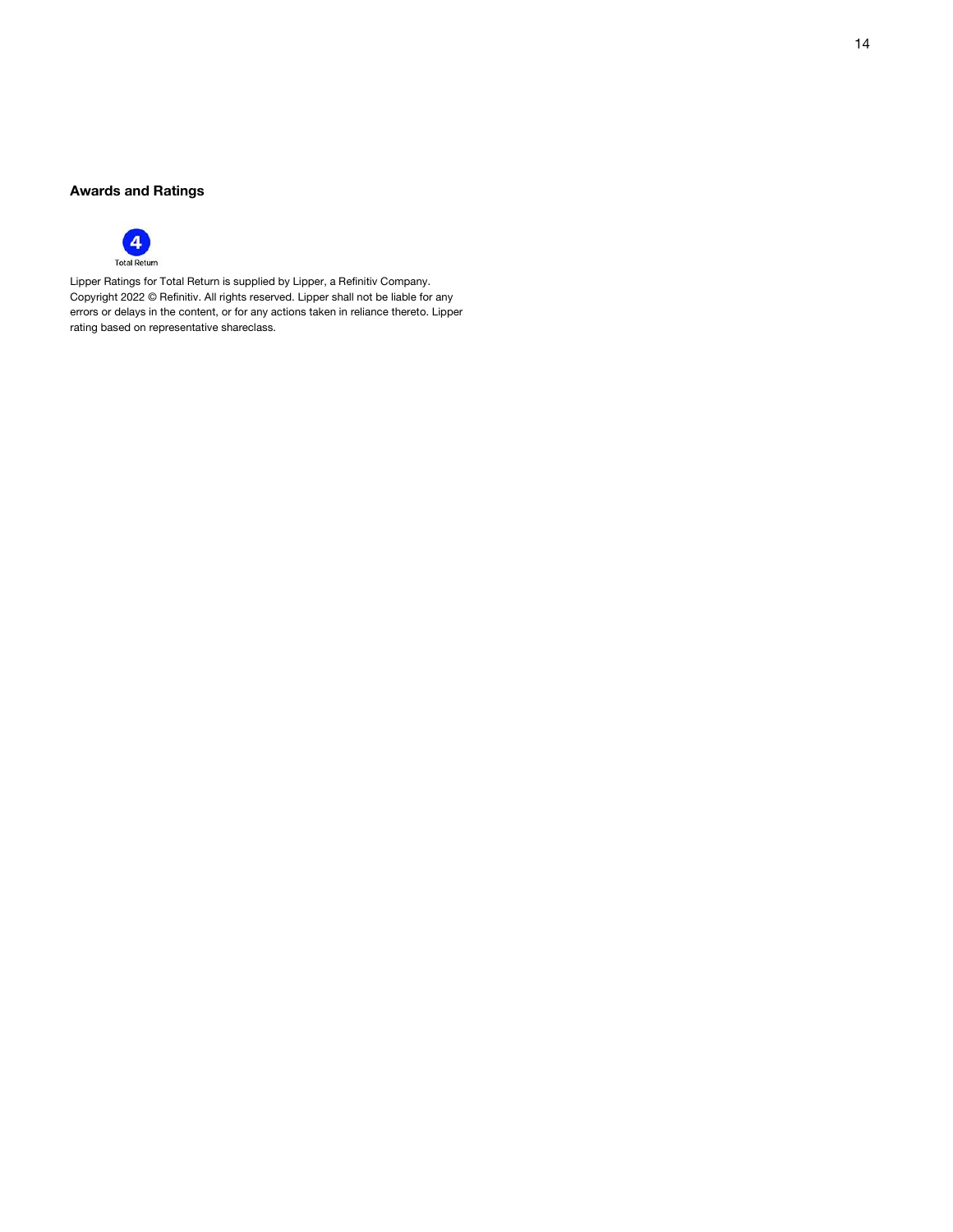## Awards and Ratings

4

Total Return

Lipper Ratings for Total Return is supplied by Lipper, a Refinitiv Company. Copyright 2022 © Refinitiv. All rights reserved. Lipper shall not be liable for any errors or delays in the content, or for any actions taken in reliance thereto. Lipper rating based on representative shareclass.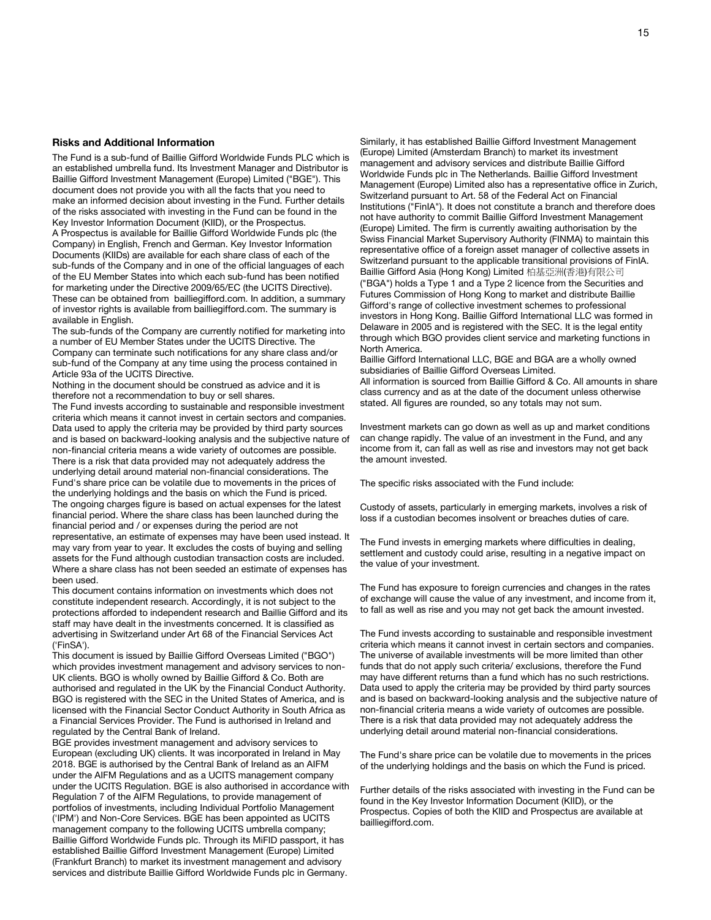### Risks and Additional Information

The Fund is a sub-fund of Baillie Gifford Worldwide Funds PLC which is an established umbrella fund. Its Investment Manager and Distributor is Baillie Gifford Investment Management (Europe) Limited ("BGE"). This document does not provide you with all the facts that you need to make an informed decision about investing in the Fund. Further details of the risks associated with investing in the Fund can be found in the Key Investor Information Document (KIID), or the Prospectus.

A Prospectus is available for Baillie Gifford Worldwide Funds plc (the Company) in English, French and German. Key Investor Information Documents (KIIDs) are available for each share class of each of the sub-funds of the Company and in one of the official languages of each of the EU Member States into which each sub-fund has been notified for marketing under the Directive 2009/65/EC (the UCITS Directive). These can be obtained from bailliegifford.com. In addition, a summary of investor rights is available from bailliegifford.com. The summary is available in English.

The sub-funds of the Company are currently notified for marketing into a number of EU Member States under the UCITS Directive. The Company can terminate such notifications for any share class and/or sub-fund of the Company at any time using the process contained in Article 93a of the UCITS Directive.

Nothing in the document should be construed as advice and it is therefore not a recommendation to buy or sell shares.

The Fund invests according to sustainable and responsible investment criteria which means it cannot invest in certain sectors and companies. Data used to apply the criteria may be provided by third party sources and is based on backward-looking analysis and the subjective nature of non-financial criteria means a wide variety of outcomes are possible. There is a risk that data provided may not adequately address the underlying detail around material non-financial considerations. The Fund's share price can be volatile due to movements in the prices of the underlying holdings and the basis on which the Fund is priced.

The ongoing charges figure is based on actual expenses for the latest financial period. Where the share class has been launched during the financial period and / or expenses during the period are not representative, an estimate of expenses may have been used instead. It may vary from year to year. It excludes the costs of buying and selling assets for the Fund although custodian transaction costs are included. Where a share class has not been seeded an estimate of expenses has been used.

This document contains information on investments which does not constitute independent research. Accordingly, it is not subject to the protections afforded to independent research and Baillie Gifford and its staff may have dealt in the investments concerned. It is classified as advertising in Switzerland under Art 68 of the Financial Services Act ('FinSA').

This document is issued by Baillie Gifford Overseas Limited ("BGO") which provides investment management and advisory services to non-UK clients. BGO is wholly owned by Baillie Gifford & Co. Both are authorised and regulated in the UK by the Financial Conduct Authority. BGO is registered with the SEC in the United States of America, and is licensed with the Financial Sector Conduct Authority in South Africa as a Financial Services Provider. The Fund is authorised in Ireland and regulated by the Central Bank of Ireland.

BGE provides investment management and advisory services to European (excluding UK) clients. It was incorporated in Ireland in May 2018. BGE is authorised by the Central Bank of Ireland as an AIFM under the AIFM Regulations and as a UCITS management company under the UCITS Regulation. BGE is also authorised in accordance with Regulation 7 of the AIFM Regulations, to provide management of portfolios of investments, including Individual Portfolio Management ('IPM') and Non-Core Services. BGE has been appointed as UCITS management company to the following UCITS umbrella company; Baillie Gifford Worldwide Funds plc. Through its MiFID passport, it has established Baillie Gifford Investment Management (Europe) Limited (Frankfurt Branch) to market its investment management and advisory services and distribute Baillie Gifford Worldwide Funds plc in Germany. Similarly, it has established Baillie Gifford Investment Management (Europe) Limited (Amsterdam Branch) to market its investment management and advisory services and distribute Baillie Gifford Worldwide Funds plc in The Netherlands. Baillie Gifford Investment Management (Europe) Limited also has a representative office in Zurich, Switzerland pursuant to Art. 58 of the Federal Act on Financial Institutions ("FinIA"). It does not constitute a branch and therefore does not have authority to commit Baillie Gifford Investment Management (Europe) Limited. The firm is currently awaiting authorisation by the Swiss Financial Market Supervisory Authority (FINMA) to maintain this representative office of a foreign asset manager of collective assets in Switzerland pursuant to the applicable transitional provisions of FinIA.

Baillie Gifford Asia (Hong Kong) Limited 柏基亞洲(香港)有限公司 ("BGA") holds a Type 1 and a Type 2 licence from the Securities and Futures Commission of Hong Kong to market and distribute Baillie Gifford's range of collective investment schemes to professional investors in Hong Kong. Baillie Gifford International LLC was formed in Delaware in 2005 and is registered with the SEC. It is the legal entity through which BGO provides client service and marketing functions in North America.

Baillie Gifford International LLC, BGE and BGA are a wholly owned subsidiaries of Baillie Gifford Overseas Limited.

All information is sourced from Baillie Gifford & Co. All amounts in share class currency and as at the date of the document unless otherwise stated. All figures are rounded, so any totals may not sum.

Investment markets can go down as well as up and market conditions can change rapidly. The value of an investment in the Fund, and any income from it, can fall as well as rise and investors may not get back the amount invested.

The specific risks associated with the Fund include:

Custody of assets, particularly in emerging markets, involves a risk of loss if a custodian becomes insolvent or breaches duties of care.

The Fund invests in emerging markets where difficulties in dealing, settlement and custody could arise, resulting in a negative impact on the value of your investment.

The Fund has exposure to foreign currencies and changes in the rates of exchange will cause the value of any investment, and income from it, to fall as well as rise and you may not get back the amount invested.

The Fund invests according to sustainable and responsible investment criteria which means it cannot invest in certain sectors and companies. The universe of available investments will be more limited than other funds that do not apply such criteria/ exclusions, therefore the Fund may have different returns than a fund which has no such restrictions. Data used to apply the criteria may be provided by third party sources and is based on backward-looking analysis and the subjective nature of non-financial criteria means a wide variety of outcomes are possible. There is a risk that data provided may not adequately address the underlying detail around material non-financial considerations.

The Fund's share price can be volatile due to movements in the prices of the underlying holdings and the basis on which the Fund is priced.

Further details of the risks associated with investing in the Fund can be found in the Key Investor Information Document (KIID), or the Prospectus. Copies of both the KIID and Prospectus are available at bailliegifford.com.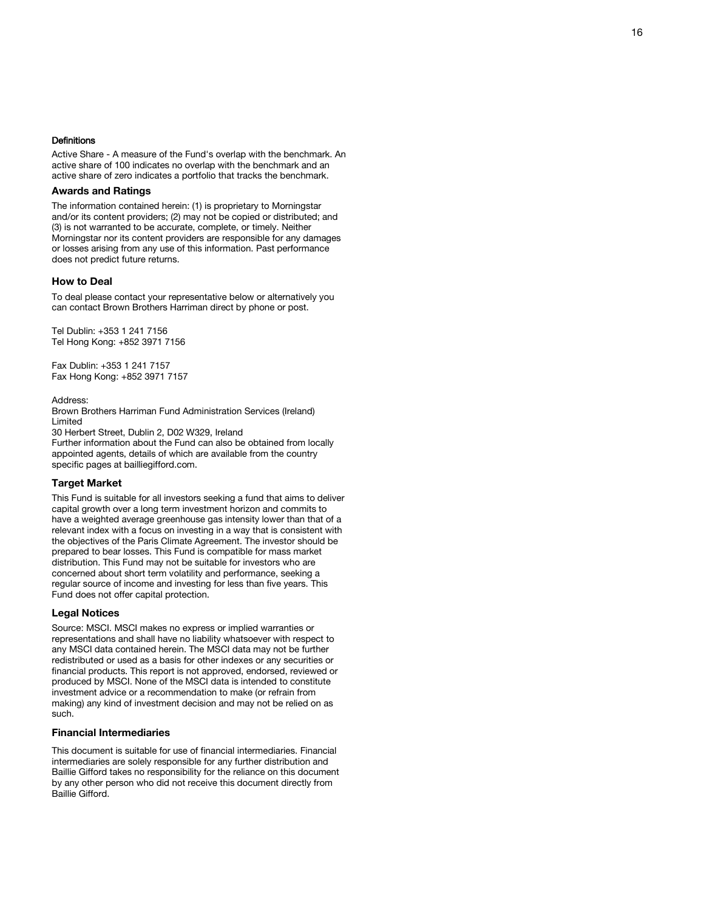### Definitions

Active Share - A measure of the Fund's overlap with the benchmark. An active share of 100 indicates no overlap with the benchmark and an active share of zero indicates a portfolio that tracks the benchmark.

### Awards and Ratings

The information contained herein: (1) is proprietary to Morningstar and/or its content providers; (2) may not be copied or distributed; and (3) is not warranted to be accurate, complete, or timely. Neither Morningstar nor its content providers are responsible for any damages or losses arising from any use of this information. Past performance does not predict future returns.

### How to Deal

To deal please contact your representative below or alternatively you can contact Brown Brothers Harriman direct by phone or post.

Tel Dublin: +353 1 241 7156
Tel Hong Kong: +852 3971 7156

Fax Dublin: +353 1 241 7157
Fax Hong Kong: +852 3971 7157

Address:
Brown Brothers Harriman Fund Administration Services (Ireland) Limited
30 Herbert Street, Dublin 2, D02 W329, Ireland
Further information about the Fund can also be obtained from locally appointed agents, details of which are available from the country specific pages at bailliegifford.com.

### Target Market

This Fund is suitable for all investors seeking a fund that aims to deliver capital growth over a long term investment horizon and commits to have a weighted average greenhouse gas intensity lower than that of a relevant index with a focus on investing in a way that is consistent with the objectives of the Paris Climate Agreement. The investor should be prepared to bear losses. This Fund is compatible for mass market distribution. This Fund may not be suitable for investors who are concerned about short term volatility and performance, seeking a regular source of income and investing for less than five years. This Fund does not offer capital protection.

### Legal Notices

Source: MSCI. MSCI makes no express or implied warranties or representations and shall have no liability whatsoever with respect to any MSCI data contained herein. The MSCI data may not be further redistributed or used as a basis for other indexes or any securities or financial products. This report is not approved, endorsed, reviewed or produced by MSCI. None of the MSCI data is intended to constitute investment advice or a recommendation to make (or refrain from making) any kind of investment decision and may not be relied on as such.

### Financial Intermediaries

This document is suitable for use of financial intermediaries. Financial intermediaries are solely responsible for any further distribution and Baillie Gifford takes no responsibility for the reliance on this document by any other person who did not receive this document directly from Baillie Gifford.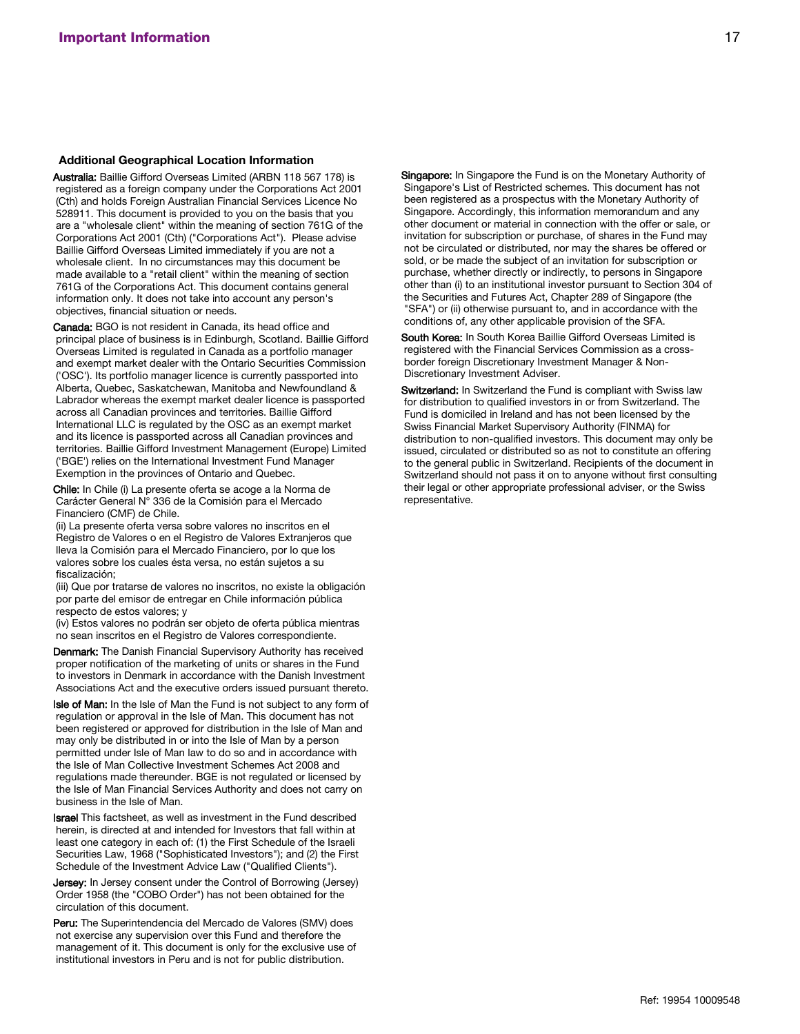### Additional Geographical Location Information

**Australia:** Baillie Gifford Overseas Limited (ARBN 118 567 178) is registered as a foreign company under the Corporations Act 2001 (Cth) and holds Foreign Australian Financial Services Licence No 528911. This document is provided to you on the basis that you are a "wholesale client" within the meaning of section 761G of the Corporations Act 2001 (Cth) ("Corporations Act"). Please advise Baillie Gifford Overseas Limited immediately if you are not a wholesale client. In no circumstances may this document be made available to a "retail client" within the meaning of section 761G of the Corporations Act. This document contains general information only. It does not take into account any person's objectives, financial situation or needs.

**Canada:** BGO is not resident in Canada, its head office and principal place of business is in Edinburgh, Scotland. Baillie Gifford Overseas Limited is regulated in Canada as a portfolio manager and exempt market dealer with the Ontario Securities Commission ('OSC'). Its portfolio manager licence is currently passported into Alberta, Quebec, Saskatchewan, Manitoba and Newfoundland & Labrador whereas the exempt market dealer licence is passported across all Canadian provinces and territories. Baillie Gifford International LLC is regulated by the OSC as an exempt market and its licence is passported across all Canadian provinces and territories. Baillie Gifford Investment Management (Europe) Limited ('BGE') relies on the International Investment Fund Manager Exemption in the provinces of Ontario and Quebec.

**Chile:** In Chile (i) La presente oferta se acoge a la Norma de Carácter General N° 336 de la Comisión para el Mercado Financiero (CMF) de Chile.
(ii) La presente oferta versa sobre valores no inscritos en el Registro de Valores o en el Registro de Valores Extranjeros que lleva la Comisión para el Mercado Financiero, por lo que los valores sobre los cuales ésta versa, no están sujetos a su fiscalización;
(iii) Que por tratarse de valores no inscritos, no existe la obligación por parte del emisor de entregar en Chile información pública respecto de estos valores; y
(iv) Estos valores no podrán ser objeto de oferta pública mientras no sean inscritos en el Registro de Valores correspondiente.

**Denmark:** The Danish Financial Supervisory Authority has received proper notification of the marketing of units or shares in the Fund to investors in Denmark in accordance with the Danish Investment Associations Act and the executive orders issued pursuant thereto.

**Isle of Man:** In the Isle of Man the Fund is not subject to any form of regulation or approval in the Isle of Man. This document has not been registered or approved for distribution in the Isle of Man and may only be distributed in or into the Isle of Man by a person permitted under Isle of Man law to do so and in accordance with the Isle of Man Collective Investment Schemes Act 2008 and regulations made thereunder. BGE is not regulated or licensed by the Isle of Man Financial Services Authority and does not carry on business in the Isle of Man.

**Israel** This factsheet, as well as investment in the Fund described herein, is directed at and intended for Investors that fall within at least one category in each of: (1) the First Schedule of the Israeli Securities Law, 1968 ("Sophisticated Investors"); and (2) the First Schedule of the Investment Advice Law ("Qualified Clients").

**Jersey:** In Jersey consent under the Control of Borrowing (Jersey) Order 1958 (the "COBO Order") has not been obtained for the circulation of this document.

**Peru:** The Superintendencia del Mercado de Valores (SMV) does not exercise any supervision over this Fund and therefore the management of it. This document is only for the exclusive use of institutional investors in Peru and is not for public distribution.

**Singapore:** In Singapore the Fund is on the Monetary Authority of Singapore's List of Restricted schemes. This document has not been registered as a prospectus with the Monetary Authority of Singapore. Accordingly, this information memorandum and any other document or material in connection with the offer or sale, or invitation for subscription or purchase, of shares in the Fund may not be circulated or distributed, nor may the shares be offered or sold, or be made the subject of an invitation for subscription or purchase, whether directly or indirectly, to persons in Singapore other than (i) to an institutional investor pursuant to Section 304 of the Securities and Futures Act, Chapter 289 of Singapore (the "SFA") or (ii) otherwise pursuant to, and in accordance with the conditions of, any other applicable provision of the SFA.

**South Korea:** In South Korea Baillie Gifford Overseas Limited is registered with the Financial Services Commission as a cross-border foreign Discretionary Investment Manager & Non-Discretionary Investment Adviser.

**Switzerland:** In Switzerland the Fund is compliant with Swiss law for distribution to qualified investors in or from Switzerland. The Fund is domiciled in Ireland and has not been licensed by the Swiss Financial Market Supervisory Authority (FINMA) for distribution to non-qualified investors. This document may only be issued, circulated or distributed so as not to constitute an offering to the general public in Switzerland. Recipients of the document in Switzerland should not pass it on to anyone without first consulting their legal or other appropriate professional adviser, or the Swiss representative.

Ref: 19954 10009548